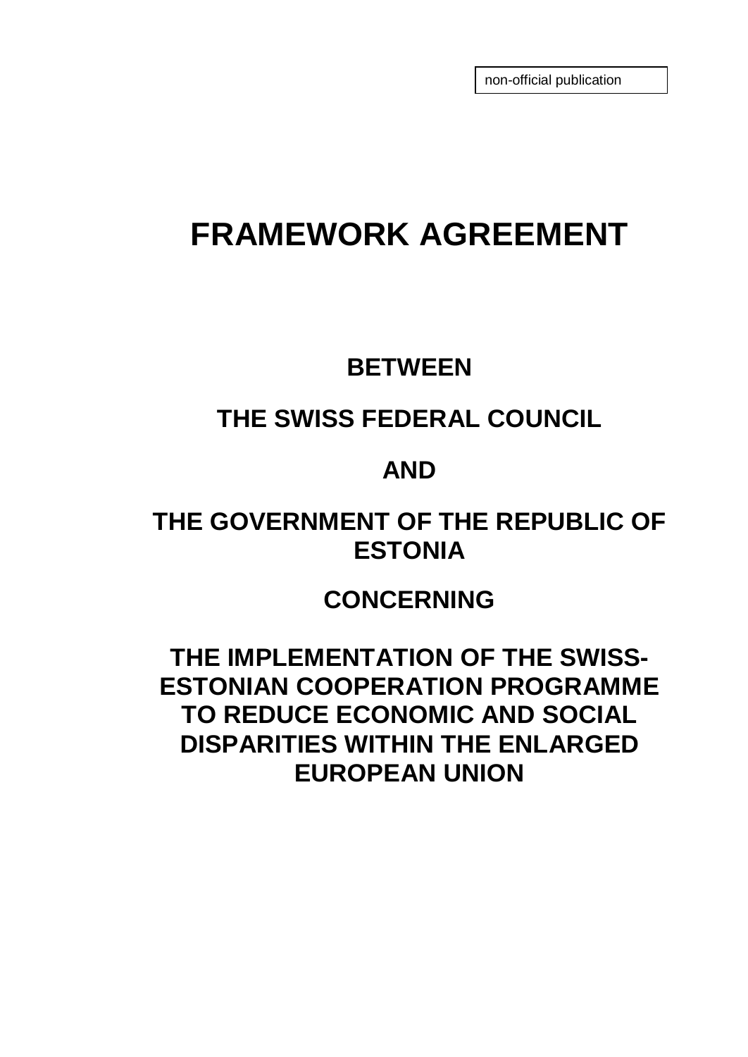non-official publication

# FRAMEWORK AGREEMENT

## BETWEEN

## THE SWISS FEDERAL COUNCIL

## AND

## THE GOVERNMENT OF THE REPUBLIC OF ESTONIA

## CONCERNING

## THE IMPLEMENTATION OF THE SWISS-ESTONIAN COOPERATION PROGRAMME TO REDUCE ECONOMIC AND SOCIAL DISPARITIES WITHIN THE ENLARGED EUROPEAN UNION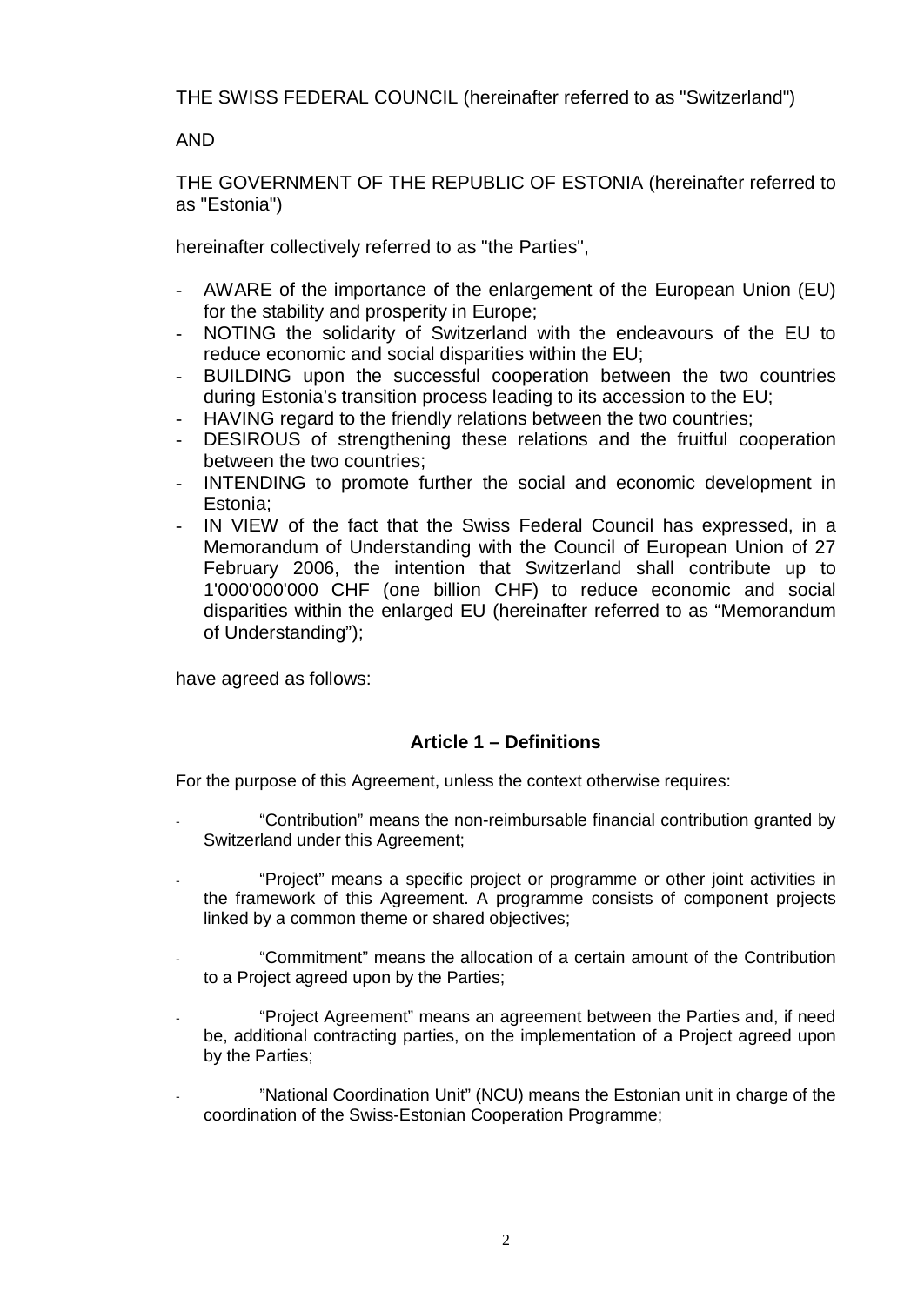THE SWISS FEDERAL COUNCIL (hereinafter referred to as "Switzerland")

AND

THE GOVERNMENT OF THE REPUBLIC OF ESTONIA (hereinafter referred to as "Estonia")

hereinafter collectively referred to as "the Parties",

- AWARE of the importance of the enlargement of the European Union (EU) for the stability and prosperity in Europe;
- NOTING the solidarity of Switzerland with the endeavours of the EU to reduce economic and social disparities within the EU;
- BUILDING upon the successful cooperation between the two countries during Estonia's transition process leading to its accession to the EU;
- HAVING regard to the friendly relations between the two countries;
- DESIROUS of strengthening these relations and the fruitful cooperation between the two countries;
- INTENDING to promote further the social and economic development in Estonia;
- IN VIEW of the fact that the Swiss Federal Council has expressed, in a Memorandum of Understanding with the Council of European Union of 27 February 2006, the intention that Switzerland shall contribute up to 1'000'000'000 CHF (one billion CHF) to reduce economic and social disparities within the enlarged EU (hereinafter referred to as "Memorandum of Understanding");

have agreed as follows:

### Article 1 – Definitions

For the purpose of this Agreement, unless the context otherwise requires:

- "Contribution" means the non-reimbursable financial contribution granted by Switzerland under this Agreement;

- "Project" means a specific project or programme or other joint activities in the framework of this Agreement. A programme consists of component projects linked by a common theme or shared objectives;

- "Commitment" means the allocation of a certain amount of the Contribution to a Project agreed upon by the Parties;

- "Project Agreement" means an agreement between the Parties and, if need be, additional contracting parties, on the implementation of a Project agreed upon by the Parties;

- "National Coordination Unit" (NCU) means the Estonian unit in charge of the coordination of the Swiss-Estonian Cooperation Programme;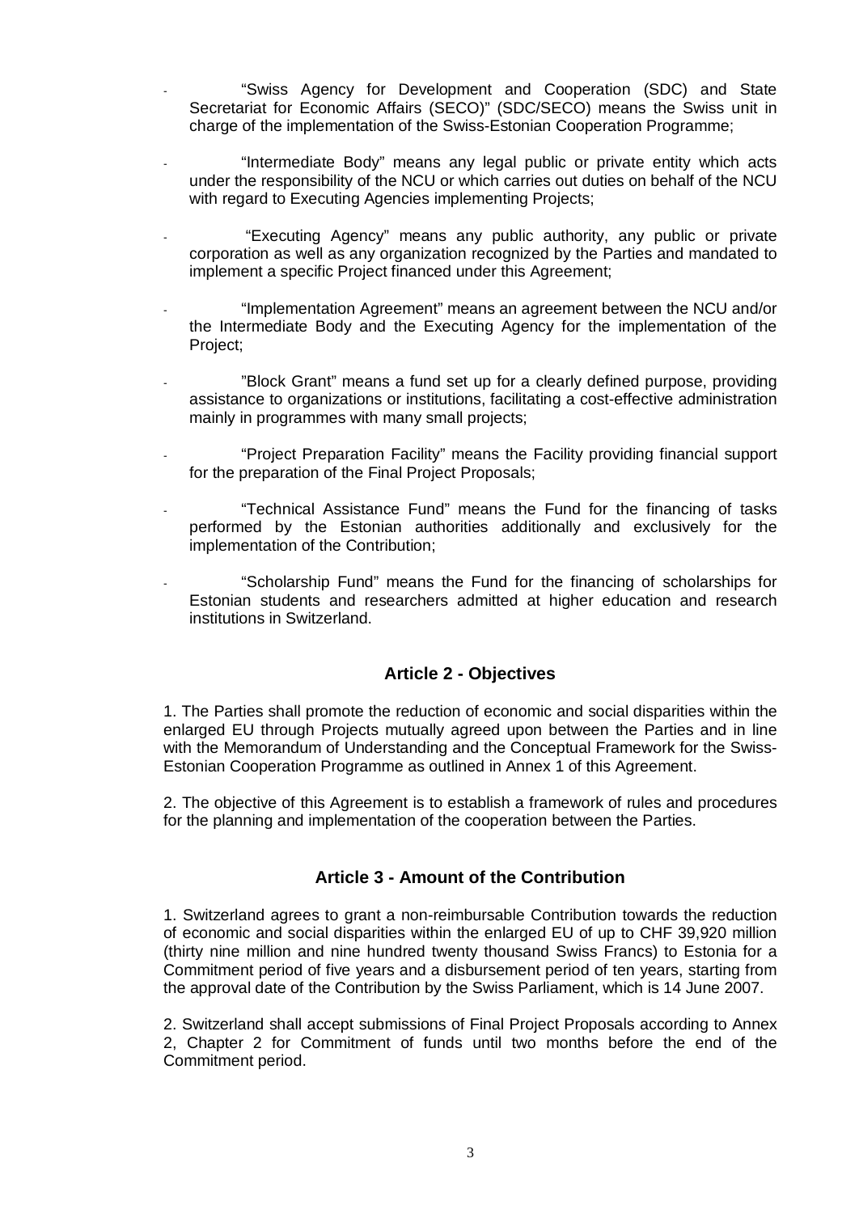- "Swiss Agency for Development and Cooperation (SDC) and State Secretariat for Economic Affairs (SECO)" (SDC/SECO) means the Swiss unit in charge of the implementation of the Swiss-Estonian Cooperation Programme;

- "Intermediate Body" means any legal public or private entity which acts under the responsibility of the NCU or which carries out duties on behalf of the NCU with regard to Executing Agencies implementing Projects;

- "Executing Agency" means any public authority, any public or private corporation as well as any organization recognized by the Parties and mandated to implement a specific Project financed under this Agreement;

- "Implementation Agreement" means an agreement between the NCU and/or the Intermediate Body and the Executing Agency for the implementation of the Project;

- "Block Grant" means a fund set up for a clearly defined purpose, providing assistance to organizations or institutions, facilitating a cost-effective administration mainly in programmes with many small projects;

- "Project Preparation Facility" means the Facility providing financial support for the preparation of the Final Project Proposals;

- "Technical Assistance Fund" means the Fund for the financing of tasks performed by the Estonian authorities additionally and exclusively for the implementation of the Contribution;

- "Scholarship Fund" means the Fund for the financing of scholarships for Estonian students and researchers admitted at higher education and research institutions in Switzerland.

## Article 2 - Objectives

1. The Parties shall promote the reduction of economic and social disparities within the enlarged EU through Projects mutually agreed upon between the Parties and in line with the Memorandum of Understanding and the Conceptual Framework for the Swiss-Estonian Cooperation Programme as outlined in Annex 1 of this Agreement.

2. The objective of this Agreement is to establish a framework of rules and procedures for the planning and implementation of the cooperation between the Parties.

## Article 3 - Amount of the Contribution

1. Switzerland agrees to grant a non-reimbursable Contribution towards the reduction of economic and social disparities within the enlarged EU of up to CHF 39,920 million (thirty nine million and nine hundred twenty thousand Swiss Francs) to Estonia for a Commitment period of five years and a disbursement period of ten years, starting from the approval date of the Contribution by the Swiss Parliament, which is 14 June 2007.

2. Switzerland shall accept submissions of Final Project Proposals according to Annex 2, Chapter 2 for Commitment of funds until two months before the end of the Commitment period.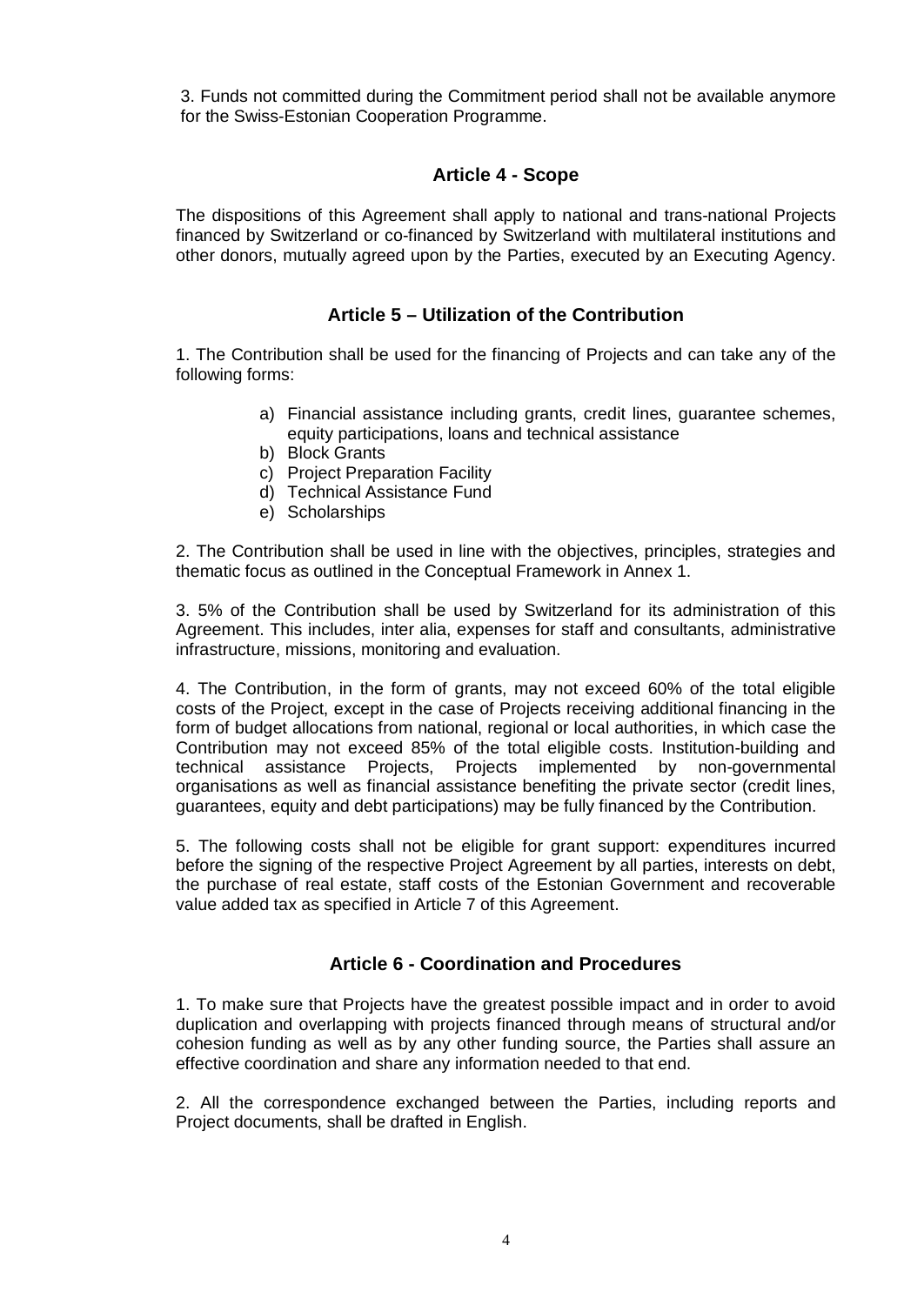3. Funds not committed during the Commitment period shall not be available anymore for the Swiss-Estonian Cooperation Programme.

## Article 4 - Scope

The dispositions of this Agreement shall apply to national and trans-national Projects financed by Switzerland or co-financed by Switzerland with multilateral institutions and other donors, mutually agreed upon by the Parties, executed by an Executing Agency.

## Article 5 – Utilization of the Contribution

1. The Contribution shall be used for the financing of Projects and can take any of the following forms:

a) Financial assistance including grants, credit lines, guarantee schemes, equity participations, loans and technical assistance
b) Block Grants
c) Project Preparation Facility
d) Technical Assistance Fund
e) Scholarships

2. The Contribution shall be used in line with the objectives, principles, strategies and thematic focus as outlined in the Conceptual Framework in Annex 1.

3. 5% of the Contribution shall be used by Switzerland for its administration of this Agreement. This includes, inter alia, expenses for staff and consultants, administrative infrastructure, missions, monitoring and evaluation.

4. The Contribution, in the form of grants, may not exceed 60% of the total eligible costs of the Project, except in the case of Projects receiving additional financing in the form of budget allocations from national, regional or local authorities, in which case the Contribution may not exceed 85% of the total eligible costs. Institution-building and technical assistance Projects, Projects implemented by non-governmental organisations as well as financial assistance benefiting the private sector (credit lines, guarantees, equity and debt participations) may be fully financed by the Contribution.

5. The following costs shall not be eligible for grant support: expenditures incurred before the signing of the respective Project Agreement by all parties, interests on debt, the purchase of real estate, staff costs of the Estonian Government and recoverable value added tax as specified in Article 7 of this Agreement.

## Article 6 - Coordination and Procedures

1. To make sure that Projects have the greatest possible impact and in order to avoid duplication and overlapping with projects financed through means of structural and/or cohesion funding as well as by any other funding source, the Parties shall assure an effective coordination and share any information needed to that end.

2. All the correspondence exchanged between the Parties, including reports and Project documents, shall be drafted in English.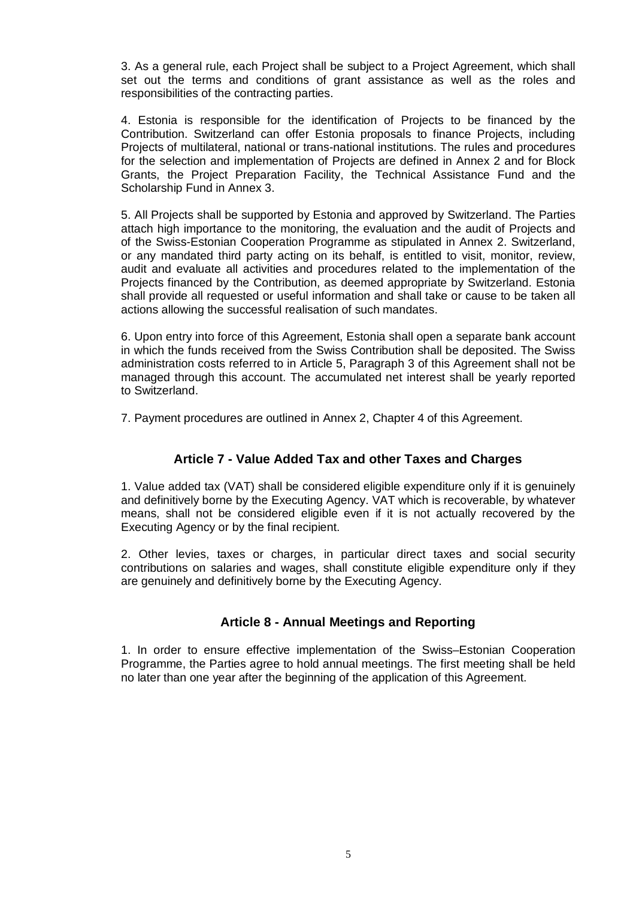3. As a general rule, each Project shall be subject to a Project Agreement, which shall set out the terms and conditions of grant assistance as well as the roles and responsibilities of the contracting parties.

4. Estonia is responsible for the identification of Projects to be financed by the Contribution. Switzerland can offer Estonia proposals to finance Projects, including Projects of multilateral, national or trans-national institutions. The rules and procedures for the selection and implementation of Projects are defined in Annex 2 and for Block Grants, the Project Preparation Facility, the Technical Assistance Fund and the Scholarship Fund in Annex 3.

5. All Projects shall be supported by Estonia and approved by Switzerland. The Parties attach high importance to the monitoring, the evaluation and the audit of Projects and of the Swiss-Estonian Cooperation Programme as stipulated in Annex 2. Switzerland, or any mandated third party acting on its behalf, is entitled to visit, monitor, review, audit and evaluate all activities and procedures related to the implementation of the Projects financed by the Contribution, as deemed appropriate by Switzerland. Estonia shall provide all requested or useful information and shall take or cause to be taken all actions allowing the successful realisation of such mandates.

6. Upon entry into force of this Agreement, Estonia shall open a separate bank account in which the funds received from the Swiss Contribution shall be deposited. The Swiss administration costs referred to in Article 5, Paragraph 3 of this Agreement shall not be managed through this account. The accumulated net interest shall be yearly reported to Switzerland.

7. Payment procedures are outlined in Annex 2, Chapter 4 of this Agreement.

### Article 7 - Value Added Tax and other Taxes and Charges

1. Value added tax (VAT) shall be considered eligible expenditure only if it is genuinely and definitively borne by the Executing Agency. VAT which is recoverable, by whatever means, shall not be considered eligible even if it is not actually recovered by the Executing Agency or by the final recipient.

2. Other levies, taxes or charges, in particular direct taxes and social security contributions on salaries and wages, shall constitute eligible expenditure only if they are genuinely and definitively borne by the Executing Agency.

### Article 8 - Annual Meetings and Reporting

1. In order to ensure effective implementation of the Swiss–Estonian Cooperation Programme, the Parties agree to hold annual meetings. The first meeting shall be held no later than one year after the beginning of the application of this Agreement.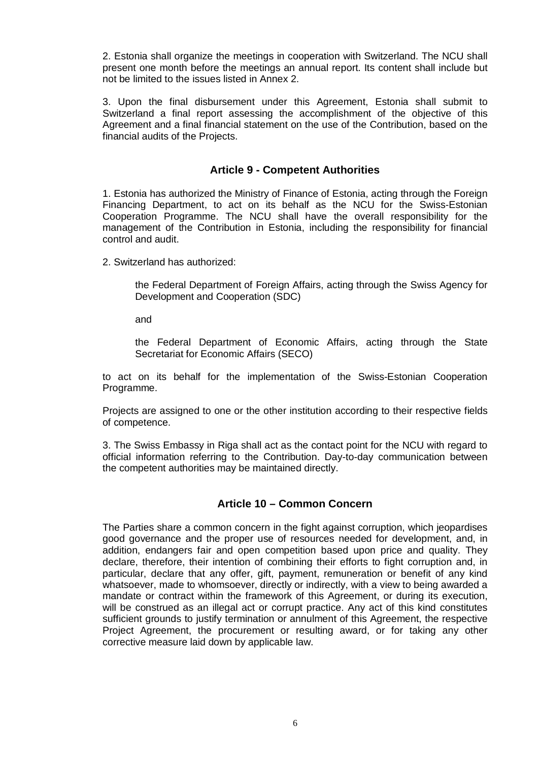2. Estonia shall organize the meetings in cooperation with Switzerland. The NCU shall present one month before the meetings an annual report. Its content shall include but not be limited to the issues listed in Annex 2.

3. Upon the final disbursement under this Agreement, Estonia shall submit to Switzerland a final report assessing the accomplishment of the objective of this Agreement and a final financial statement on the use of the Contribution, based on the financial audits of the Projects.

## Article 9 - Competent Authorities

1. Estonia has authorized the Ministry of Finance of Estonia, acting through the Foreign Financing Department, to act on its behalf as the NCU for the Swiss-Estonian Cooperation Programme. The NCU shall have the overall responsibility for the management of the Contribution in Estonia, including the responsibility for financial control and audit.

2. Switzerland has authorized:

> the Federal Department of Foreign Affairs, acting through the Swiss Agency for Development and Cooperation (SDC)
>
> and
>
> the Federal Department of Economic Affairs, acting through the State Secretariat for Economic Affairs (SECO)

to act on its behalf for the implementation of the Swiss-Estonian Cooperation Programme.

Projects are assigned to one or the other institution according to their respective fields of competence.

3. The Swiss Embassy in Riga shall act as the contact point for the NCU with regard to official information referring to the Contribution. Day-to-day communication between the competent authorities may be maintained directly.

## Article 10 – Common Concern

The Parties share a common concern in the fight against corruption, which jeopardises good governance and the proper use of resources needed for development, and, in addition, endangers fair and open competition based upon price and quality. They declare, therefore, their intention of combining their efforts to fight corruption and, in particular, declare that any offer, gift, payment, remuneration or benefit of any kind whatsoever, made to whomsoever, directly or indirectly, with a view to being awarded a mandate or contract within the framework of this Agreement, or during its execution, will be construed as an illegal act or corrupt practice. Any act of this kind constitutes sufficient grounds to justify termination or annulment of this Agreement, the respective Project Agreement, the procurement or resulting award, or for taking any other corrective measure laid down by applicable law.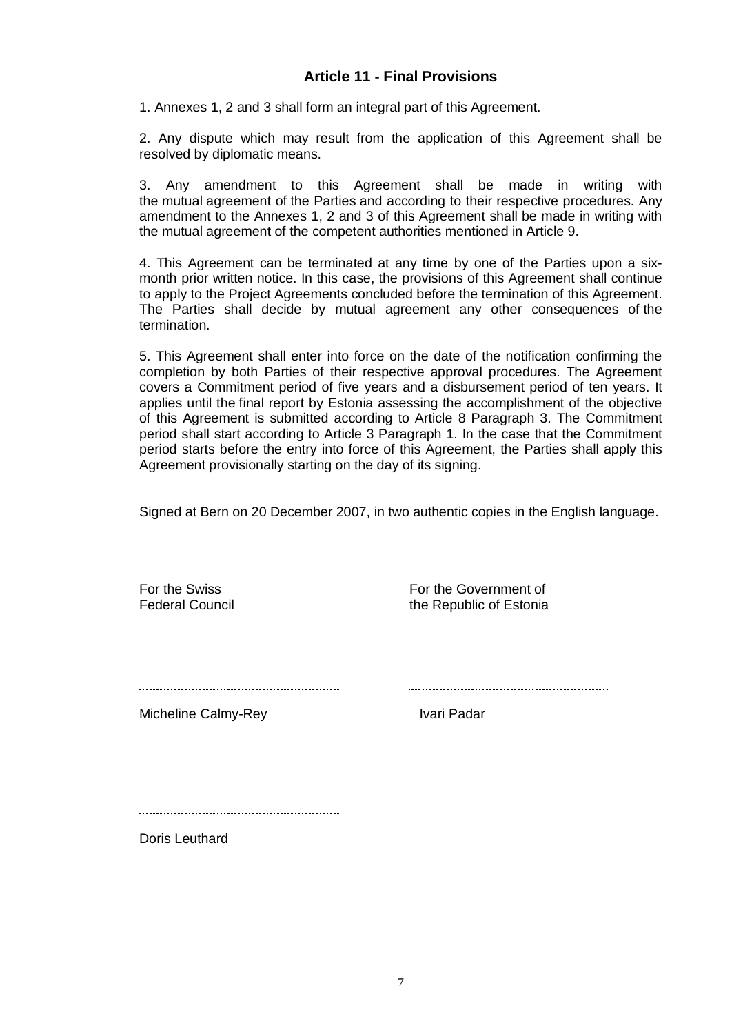### Article 11 - Final Provisions

1. Annexes 1, 2 and 3 shall form an integral part of this Agreement.

2. Any dispute which may result from the application of this Agreement shall be resolved by diplomatic means.

3. Any amendment to this Agreement shall be made in writing with the mutual agreement of the Parties and according to their respective procedures. Any amendment to the Annexes 1, 2 and 3 of this Agreement shall be made in writing with the mutual agreement of the competent authorities mentioned in Article 9.

4. This Agreement can be terminated at any time by one of the Parties upon a six-month prior written notice. In this case, the provisions of this Agreement shall continue to apply to the Project Agreements concluded before the termination of this Agreement. The Parties shall decide by mutual agreement any other consequences of the termination.

5. This Agreement shall enter into force on the date of the notification confirming the completion by both Parties of their respective approval procedures. The Agreement covers a Commitment period of five years and a disbursement period of ten years. It applies until the final report by Estonia assessing the accomplishment of the objective of this Agreement is submitted according to Article 8 Paragraph 3. The Commitment period shall start according to Article 3 Paragraph 1. In the case that the Commitment period starts before the entry into force of this Agreement, the Parties shall apply this Agreement provisionally starting on the day of its signing.

Signed at Bern on 20 December 2007, in two authentic copies in the English language.

For the Swiss Federal Council

..............................................................

Micheline Calmy-Rey

..............................................................

Doris Leuthard

For the Government of the Republic of Estonia

..............................................................

Ivari Padar